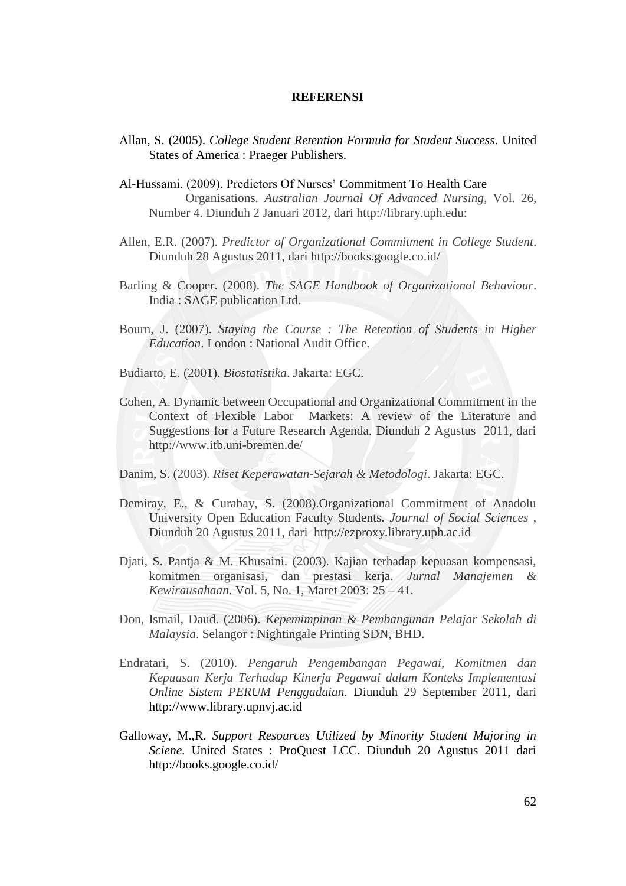**REFERENSI**

Allan, S. (2005). *College Student Retention Formula for Student Success*. United States of America : Praeger Publishers.

Al-Hussami. (2009). Predictors Of Nurses' Commitment To Health Care Organisations. *Australian Journal Of Advanced Nursing*, Vol. 26, Number 4. Diunduh 2 Januari 2012, dari http://library.uph.edu:

Allen, E.R. (2007). *Predictor of Organizational Commitment in College Student*. Diunduh 28 Agustus 2011, dari http://books.google.co.id/

Barling & Cooper. (2008). *The SAGE Handbook of Organizational Behaviour*. India : SAGE publication Ltd.

Bourn, J. (2007). *Staying the Course : The Retention of Students in Higher Education*. London : National Audit Office.

Budiarto, E. (2001). *Biostatistika*. Jakarta: EGC.

Cohen, A. Dynamic between Occupational and Organizational Commitment in the Context of Flexible Labor Markets: A review of the Literature and Suggestions for a Future Research Agenda. Diunduh 2 Agustus 2011, dari http://www.itb.uni-bremen.de/

Danim, S. (2003). *Riset Keperawatan-Sejarah & Metodologi*. Jakarta: EGC.

Demiray, E., & Curabay, S. (2008).Organizational Commitment of Anadolu University Open Education Faculty Students. *Journal of Social Sciences* , Diunduh 20 Agustus 2011, dari http://ezproxy.library.uph.ac.id

Djati, S. Pantja & M. Khusaini. (2003). Kajian terhadap kepuasan kompensasi, komitmen organisasi, dan prestasi kerja. *Jurnal Manajemen & Kewirausahaan*. Vol. 5, No. 1, Maret 2003: 25 – 41.

Don, Ismail, Daud. (2006). *Kepemimpinan & Pembangunan Pelajar Sekolah di Malaysia*. Selangor : Nightingale Printing SDN, BHD.

Endratari, S. (2010). *Pengaruh Pengembangan Pegawai, Komitmen dan Kepuasan Kerja Terhadap Kinerja Pegawai dalam Konteks Implementasi Online Sistem PERUM Penggadaian.* Diunduh 29 September 2011, dari http://www.library.upnvj.ac.id

Galloway, M.,R. *Support Resources Utilized by Minority Student Majoring in Sciene*. United States : ProQuest LCC. Diunduh 20 Agustus 2011 dari http://books.google.co.id/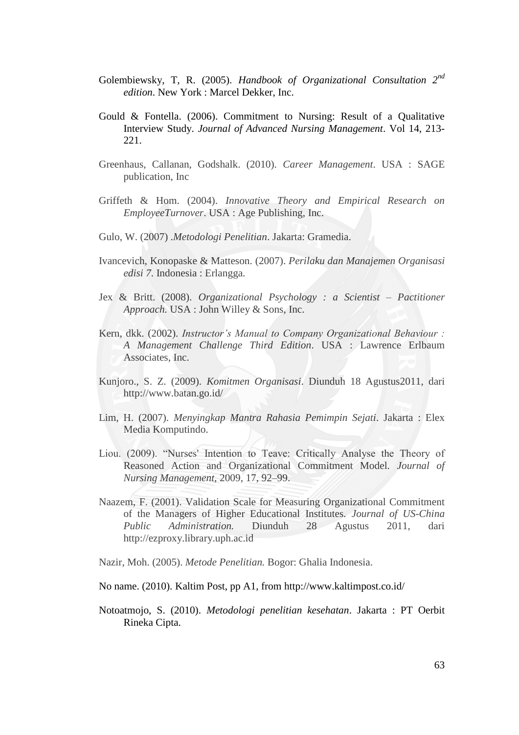Golembiewsky, T, R. (2005). *Handbook of Organizational Consultation 2nd edition*. New York : Marcel Dekker, Inc.

Gould & Fontella. (2006). Commitment to Nursing: Result of a Qualitative Interview Study. *Journal of Advanced Nursing Management*. Vol 14, 213-221.

Greenhaus, Callanan, Godshalk. (2010). *Career Management*. USA : SAGE publication, Inc

Griffeth & Hom. (2004). *Innovative Theory and Empirical Research on EmployeeTurnover*. USA : Age Publishing, Inc.

Gulo, W. (2007) .*Metodologi Penelitian*. Jakarta: Gramedia.

Ivancevich, Konopaske & Matteson. (2007). *Perilaku dan Manajemen Organisasi edisi 7*. Indonesia : Erlangga.

Jex & Britt. (2008). *Organizational Psychology : a Scientist – Pactitioner Approach.* USA : John Willey & Sons, Inc.

Kern, dkk. (2002). *Instructor's Manual to Company Organizational Behaviour : A Management Challenge Third Edition*. USA : Lawrence Erlbaum Associates, Inc.

Kunjoro., S. Z. (2009). *Komitmen Organisasi*. Diunduh 18 Agustus2011, dari http://www.batan.go.id/

Lim, H. (2007). *Menyingkap Mantra Rahasia Pemimpin Sejati*. Jakarta : Elex Media Komputindo.

Liou. (2009). "Nurses' Intention to Teave: Critically Analyse the Theory of Reasoned Action and Organizational Commitment Model. *Journal of Nursing Management,* 2009, 17, 92–99.

Naazem, F. (2001). Validation Scale for Measuring Organizational Commitment of the Managers of Higher Educational Institutes. *Journal of US-China Public Administration.* Diunduh 28 Agustus 2011, dari http://ezproxy.library.uph.ac.id

Nazir, Moh. (2005). *Metode Penelitian.* Bogor: Ghalia Indonesia.

No name. (2010). Kaltim Post, pp A1, from http://www.kaltimpost.co.id/

Notoatmojo, S. (2010). *Metodologi penelitian kesehatan*. Jakarta : PT Oerbit Rineka Cipta.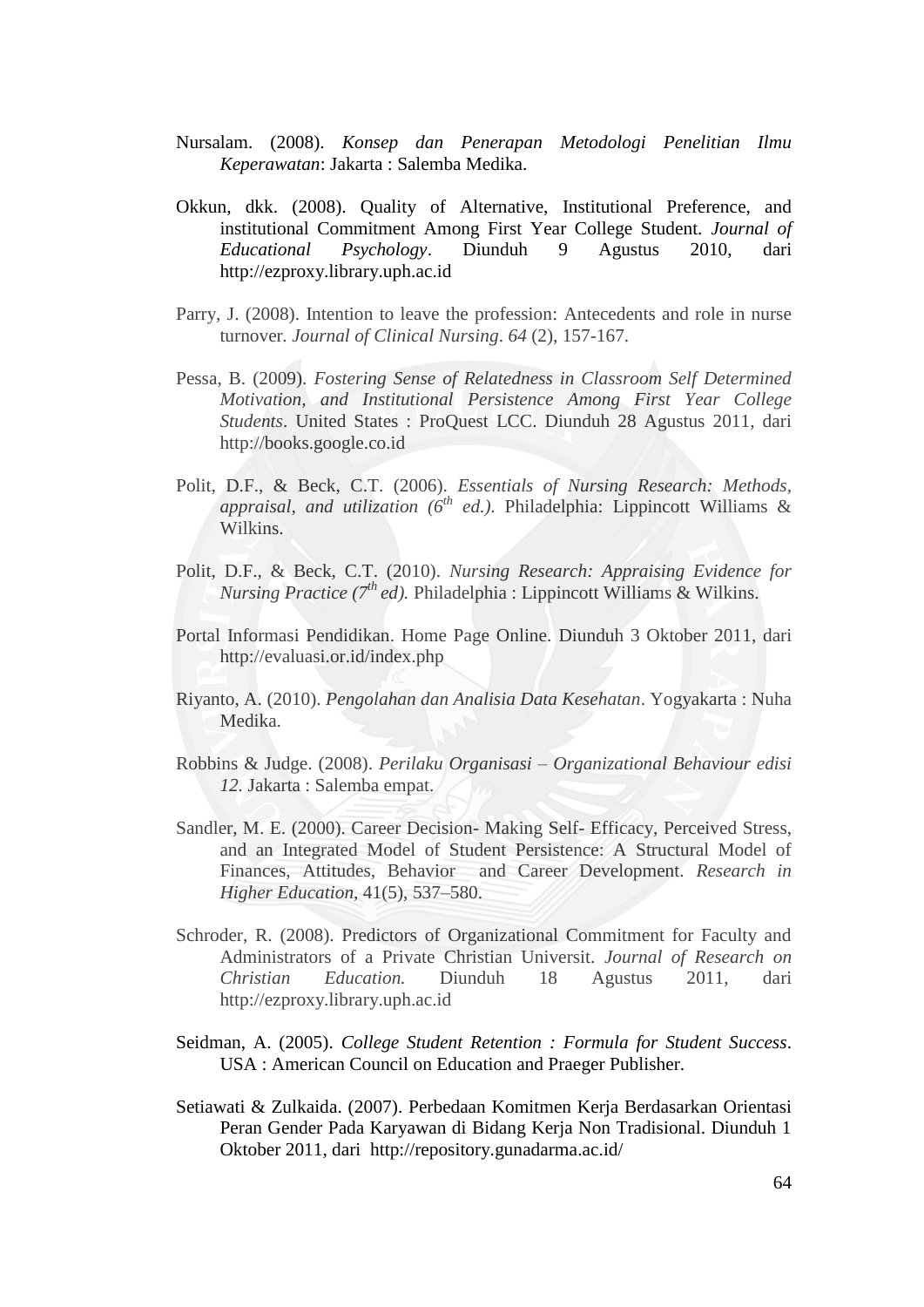Nursalam. (2008). *Konsep dan Penerapan Metodologi Penelitian Ilmu Keperawatan*: Jakarta : Salemba Medika.

Okkun, dkk. (2008). Quality of Alternative, Institutional Preference, and institutional Commitment Among First Year College Student. *Journal of Educational Psychology*. Diunduh 9 Agustus 2010, dari http://ezproxy.library.uph.ac.id

Parry, J. (2008). Intention to leave the profession: Antecedents and role in nurse turnover. *Journal of Clinical Nursing*. *64* (2), 157-167.

Pessa, B. (2009). *Fostering Sense of Relatedness in Classroom Self Determined Motivation, and Institutional Persistence Among First Year College Students*. United States : ProQuest LCC. Diunduh 28 Agustus 2011, dari http://books.google.co.id

Polit, D.F., & Beck, C.T. (2006). *Essentials of Nursing Research: Methods, appraisal, and utilization (6th ed.).* Philadelphia: Lippincott Williams & Wilkins.

Polit, D.F., & Beck, C.T. (2010). *Nursing Research: Appraising Evidence for Nursing Practice (7th ed).* Philadelphia : Lippincott Williams & Wilkins.

Portal Informasi Pendidikan. Home Page Online. Diunduh 3 Oktober 2011, dari http://evaluasi.or.id/index.php

Riyanto, A. (2010). *Pengolahan dan Analisia Data Kesehatan*. Yogyakarta : Nuha Medika.

Robbins & Judge. (2008). *Perilaku Organisasi – Organizational Behaviour edisi 12.* Jakarta : Salemba empat.

Sandler, M. E. (2000). Career Decision- Making Self- Efficacy, Perceived Stress, and an Integrated Model of Student Persistence: A Structural Model of Finances, Attitudes, Behavior and Career Development. *Research in Higher Education*, 41(5), 537–580.

Schroder, R. (2008). Predictors of Organizational Commitment for Faculty and Administrators of a Private Christian Universit. *Journal of Research on Christian Education.* Diunduh 18 Agustus 2011, dari http://ezproxy.library.uph.ac.id

Seidman, A. (2005). *College Student Retention : Formula for Student Success*. USA : American Council on Education and Praeger Publisher.

Setiawati & Zulkaida. (2007). Perbedaan Komitmen Kerja Berdasarkan Orientasi Peran Gender Pada Karyawan di Bidang Kerja Non Tradisional. Diunduh 1 Oktober 2011, dari http://repository.gunadarma.ac.id/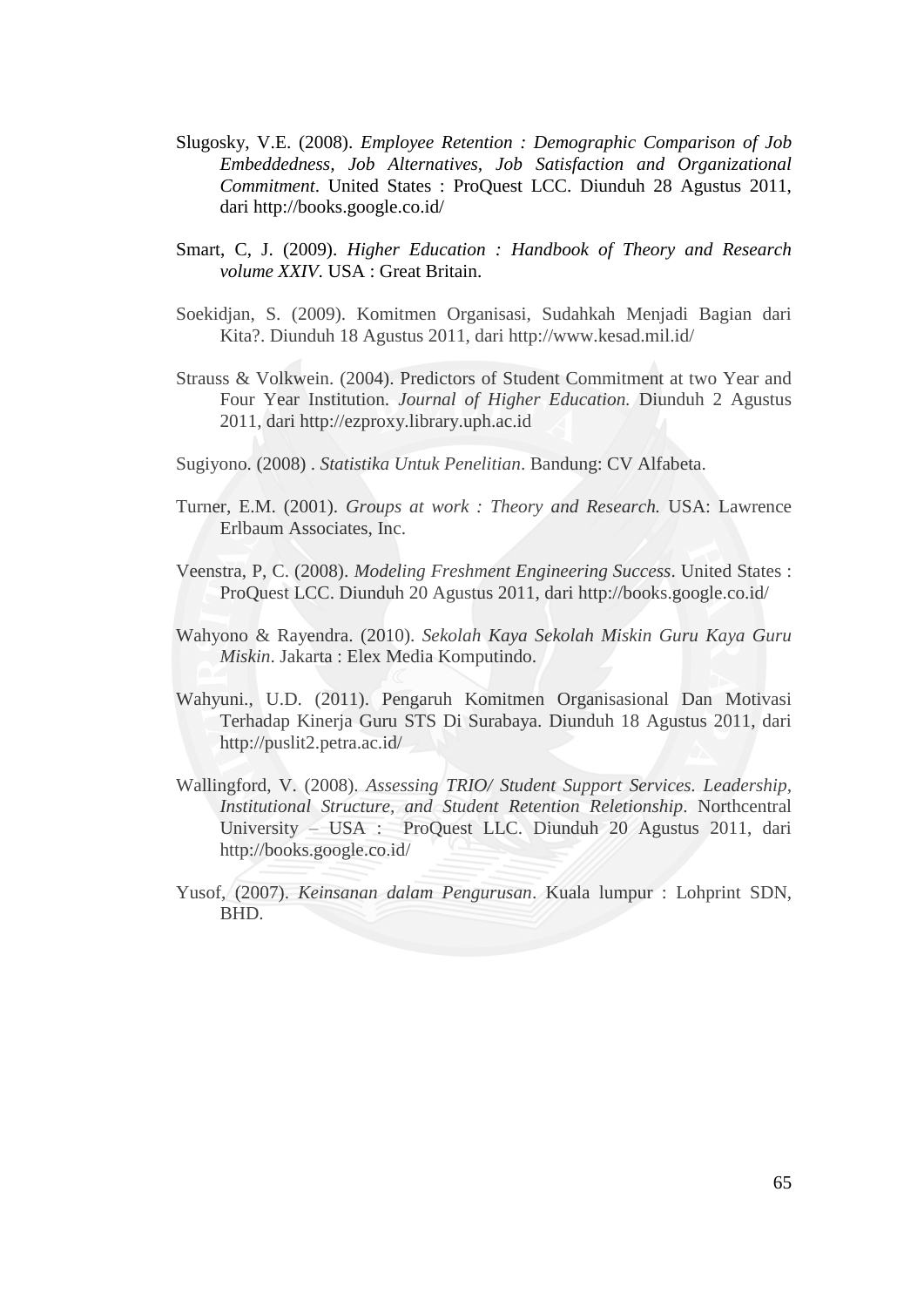Slugosky, V.E. (2008). *Employee Retention : Demographic Comparison of Job Embeddedness, Job Alternatives, Job Satisfaction and Organizational Commitment*. United States : ProQuest LCC. Diunduh 28 Agustus 2011, dari http://books.google.co.id/

Smart, C, J. (2009). *Higher Education : Handbook of Theory and Research volume XXIV*. USA : Great Britain.

Soekidjan, S. (2009). Komitmen Organisasi, Sudahkah Menjadi Bagian dari Kita?. Diunduh 18 Agustus 2011, dari http://www.kesad.mil.id/

Strauss & Volkwein. (2004). Predictors of Student Commitment at two Year and Four Year Institution. *Journal of Higher Education.* Diunduh 2 Agustus 2011, dari http://ezproxy.library.uph.ac.id

Sugiyono. (2008) . *Statistika Untuk Penelitian*. Bandung: CV Alfabeta.

Turner, E.M. (2001). *Groups at work : Theory and Research.* USA: Lawrence Erlbaum Associates, Inc.

Veenstra, P, C. (2008). *Modeling Freshment Engineering Success*. United States : ProQuest LCC. Diunduh 20 Agustus 2011, dari http://books.google.co.id/

Wahyono & Rayendra. (2010). *Sekolah Kaya Sekolah Miskin Guru Kaya Guru Miskin*. Jakarta : Elex Media Komputindo.

Wahyuni., U.D. (2011). Pengaruh Komitmen Organisasional Dan Motivasi Terhadap Kinerja Guru STS Di Surabaya. Diunduh 18 Agustus 2011, dari http://puslit2.petra.ac.id/

Wallingford, V. (2008). *Assessing TRIO/ Student Support Services. Leadership, Institutional Structure, and Student Retention Reletionship*. Northcentral University – USA : ProQuest LLC. Diunduh 20 Agustus 2011, dari http://books.google.co.id/

Yusof, (2007). *Keinsanan dalam Pengurusan*. Kuala lumpur : Lohprint SDN, BHD.